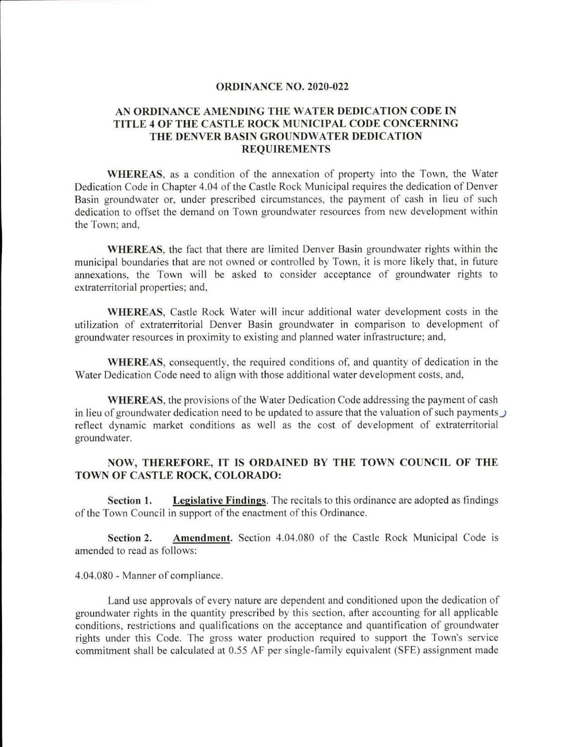## ORDINANCE NO. 2020-022

## AN ORDINANCE AMENDING THE WATER DEDICATION CODE IN TITLE 4 OF THE CASTLE ROCK MUNICIPAL CODE CONCERNING THE DENVER BASIN GROUNDWATER DEDICATION REQUIREMENTS

**WHEREAS**, as a condition of the annexation of property into the Town, the Water Dedication Code in Chapter 4.04 of the Castle Rock Municipal requires the dedication of Denver Basin groundwater or, under prescribed circumstances, the payment of cash in lieu of such dedication to offset the demand on Town groundwater resources from new development within the Town; and,

**WHEREAS**, the fact that there are limited Denver Basin groundwater rights within the municipal boundaries that are not owned or controlled by Town, it is more likely that, in future annexations, the Town will be asked to consider acceptance of groundwater rights to extraterritorial properties; and,

**WHEREAS**, Castle Rock Water will incur additional water development costs in the utilization of extraterritorial Denver Basin groundwater in comparison to development of groundwater resources in proximity to existing and planned water infrastructure; and,

**WHEREAS**, consequently, the required conditions of, and quantity of dedication in the Water Dedication Code need to align with those additional water development costs, and,

**WHEREAS**, the provisions of the Water Dedication Code addressing the payment of cash in lieu of groundwater dedication need to be updated to assure that the valuation of such payments reflect dynamic market conditions as well as the cost of development of extraterritorial groundwater.

**NOW, THEREFORE, IT IS ORDAINED BY THE TOWN COUNCIL OF THE TOWN OF CASTLE ROCK, COLORADO:**

**Section 1.** **Legislative Findings**. The recitals to this ordinance are adopted as findings of the Town Council in support of the enactment of this Ordinance.

**Section 2.** **Amendment.** Section 4.04.080 of the Castle Rock Municipal Code is amended to read as follows:

4.04.080 - Manner of compliance.

Land use approvals of every nature are dependent and conditioned upon the dedication of groundwater rights in the quantity prescribed by this section, after accounting for all applicable conditions, restrictions and qualifications on the acceptance and quantification of groundwater rights under this Code. The gross water production required to support the Town's service commitment shall be calculated at 0.55 AF per single-family equivalent (SFE) assignment made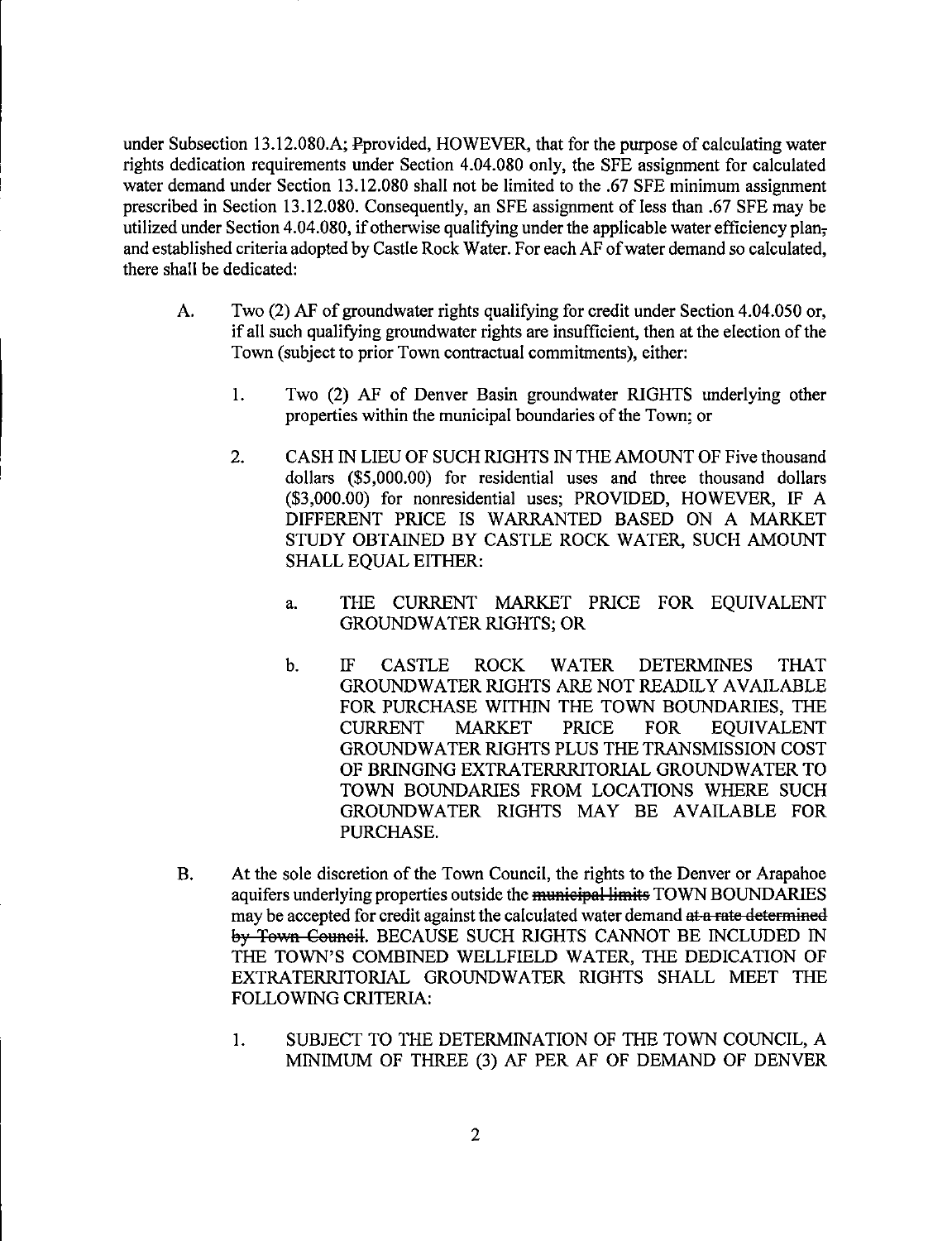under Subsection 13.12.080.A; ~~P~~provided, HOWEVER, that for the purpose of calculating water rights dedication requirements under Section 4.04.080 only, the SFE assignment for calculated water demand under Section 13.12.080 shall not be limited to the .67 SFE minimum assignment prescribed in Section 13.12.080. Consequently, an SFE assignment of less than .67 SFE may be utilized under Section 4.04.080, if otherwise qualifying under the applicable water efficiency plan~~,~~ and established criteria adopted by Castle Rock Water. For each AF of water demand so calculated, there shall be dedicated:

A. Two (2) AF of groundwater rights qualifying for credit under Section 4.04.050 or, if all such qualifying groundwater rights are insufficient, then at the election of the Town (subject to prior Town contractual commitments), either:

   1. Two (2) AF of Denver Basin groundwater RIGHTS underlying other properties within the municipal boundaries of the Town; or

   2. CASH IN LIEU OF SUCH RIGHTS IN THE AMOUNT OF Five thousand dollars ($5,000.00) for residential uses and three thousand dollars ($3,000.00) for nonresidential uses; PROVIDED, HOWEVER, IF A DIFFERENT PRICE IS WARRANTED BASED ON A MARKET STUDY OBTAINED BY CASTLE ROCK WATER, SUCH AMOUNT SHALL EQUAL EITHER:

      a. THE CURRENT MARKET PRICE FOR EQUIVALENT GROUNDWATER RIGHTS; OR

      b. IF CASTLE ROCK WATER DETERMINES THAT GROUNDWATER RIGHTS ARE NOT READILY AVAILABLE FOR PURCHASE WITHIN THE TOWN BOUNDARIES, THE CURRENT MARKET PRICE FOR EQUIVALENT GROUNDWATER RIGHTS PLUS THE TRANSMISSION COST OF BRINGING EXTRATERRRITORIAL GROUNDWATER TO TOWN BOUNDARIES FROM LOCATIONS WHERE SUCH GROUNDWATER RIGHTS MAY BE AVAILABLE FOR PURCHASE.

B. At the sole discretion of the Town Council, the rights to the Denver or Arapahoe aquifers underlying properties outside the ~~municipal limits~~ TOWN BOUNDARIES may be accepted for credit against the calculated water demand ~~at a rate determined by Town Council~~. BECAUSE SUCH RIGHTS CANNOT BE INCLUDED IN THE TOWN'S COMBINED WELLFIELD WATER, THE DEDICATION OF EXTRATERRITORIAL GROUNDWATER RIGHTS SHALL MEET THE FOLLOWING CRITERIA:

   1. SUBJECT TO THE DETERMINATION OF THE TOWN COUNCIL, A MINIMUM OF THREE (3) AF PER AF OF DEMAND OF DENVER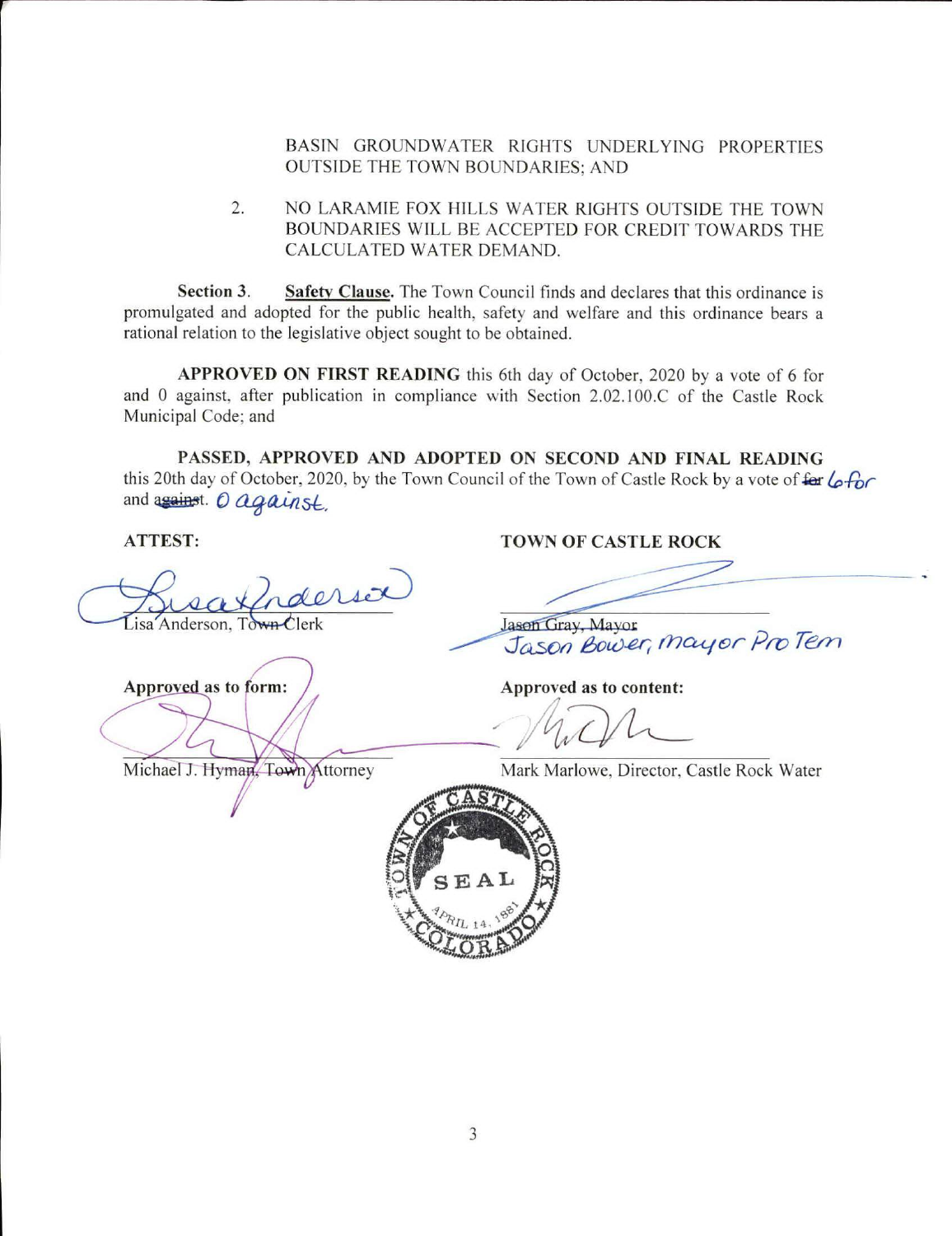BASIN GROUNDWATER RIGHTS UNDERLYING PROPERTIES OUTSIDE THE TOWN BOUNDARIES; AND

2. NO LARAMIE FOX HILLS WATER RIGHTS OUTSIDE THE TOWN BOUNDARIES WILL BE ACCEPTED FOR CREDIT TOWARDS THE CALCULATED WATER DEMAND.

**Section 3.** **Safety Clause.** The Town Council finds and declares that this ordinance is promulgated and adopted for the public health, safety and welfare and this ordinance bears a rational relation to the legislative object sought to be obtained.

**APPROVED ON FIRST READING** this 6th day of October, 2020 by a vote of 6 for and 0 against, after publication in compliance with Section 2.02.100.C of the Castle Rock Municipal Code; and

**PASSED, APPROVED AND ADOPTED ON SECOND AND FINAL READING** this 20th day of October, 2020, by the Town Council of the Town of Castle Rock by a vote of ~~for~~ 6 for and ~~against~~. 0 against.

**ATTEST:**

Lisa Anderson, ~~Town Clerk~~

**TOWN OF CASTLE ROCK**

~~Jason Gray, Mayor~~
Jason Bower, Mayor Pro Tem

**Approved as to form:**

Michael J. Hyman, Town Attorney

**Approved as to content:**

Mark Marlowe, Director, Castle Rock Water

TOWN OF CASTLE ROCK SEAL APRIL 14, 1881 COLORADO